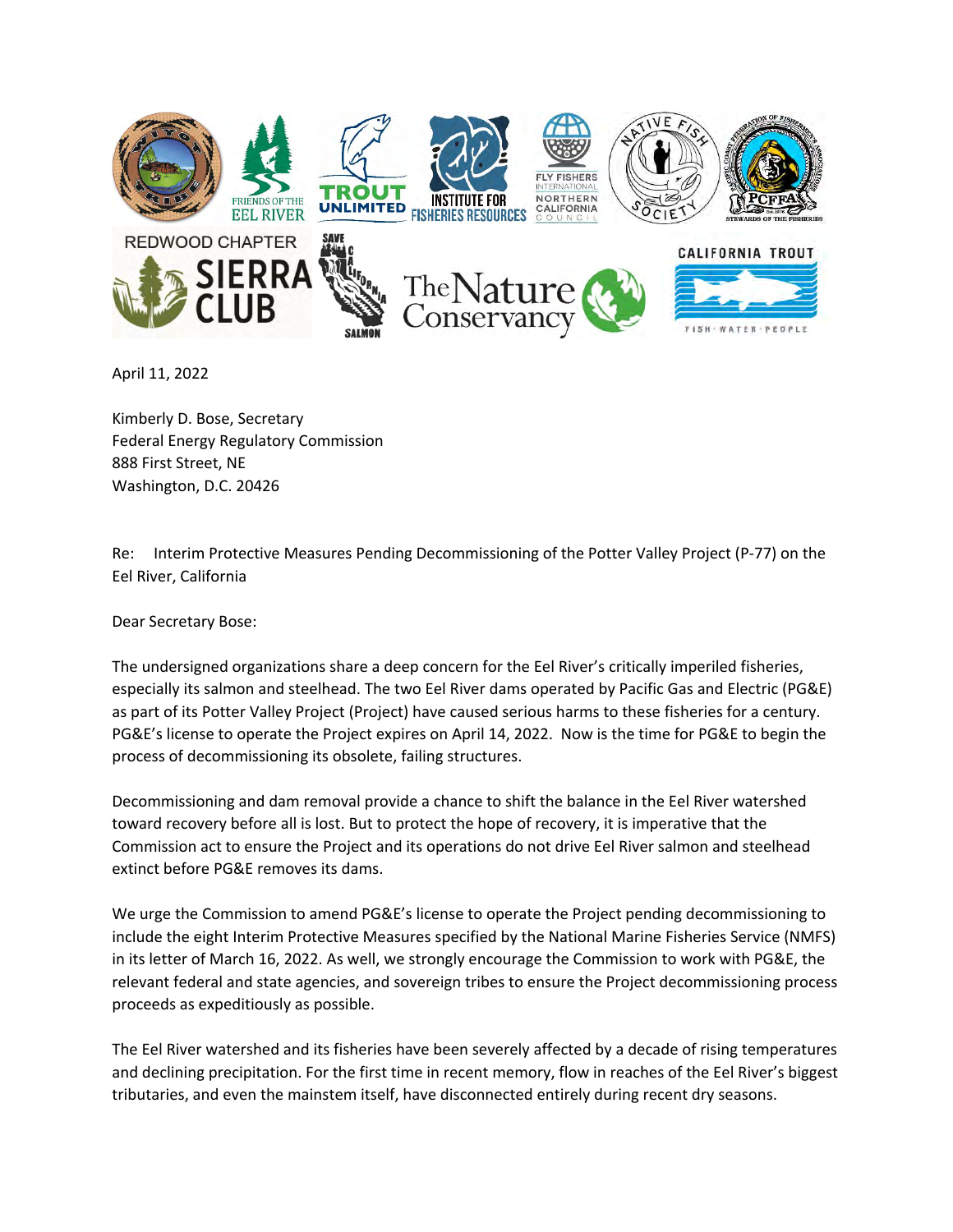April 11, 2022

Kimberly D. Bose, Secretary
Federal Energy Regulatory Commission
888 First Street, NE
Washington, D.C. 20426

Re: Interim Protective Measures Pending Decommissioning of the Potter Valley Project (P-77) on the Eel River, California

Dear Secretary Bose:

The undersigned organizations share a deep concern for the Eel River's critically imperiled fisheries, especially its salmon and steelhead. The two Eel River dams operated by Pacific Gas and Electric (PG&E) as part of its Potter Valley Project (Project) have caused serious harms to these fisheries for a century. PG&E's license to operate the Project expires on April 14, 2022. Now is the time for PG&E to begin the process of decommissioning its obsolete, failing structures.

Decommissioning and dam removal provide a chance to shift the balance in the Eel River watershed toward recovery before all is lost. But to protect the hope of recovery, it is imperative that the Commission act to ensure the Project and its operations do not drive Eel River salmon and steelhead extinct before PG&E removes its dams.

We urge the Commission to amend PG&E's license to operate the Project pending decommissioning to include the eight Interim Protective Measures specified by the National Marine Fisheries Service (NMFS) in its letter of March 16, 2022. As well, we strongly encourage the Commission to work with PG&E, the relevant federal and state agencies, and sovereign tribes to ensure the Project decommissioning process proceeds as expeditiously as possible.

The Eel River watershed and its fisheries have been severely affected by a decade of rising temperatures and declining precipitation. For the first time in recent memory, flow in reaches of the Eel River's biggest tributaries, and even the mainstem itself, have disconnected entirely during recent dry seasons.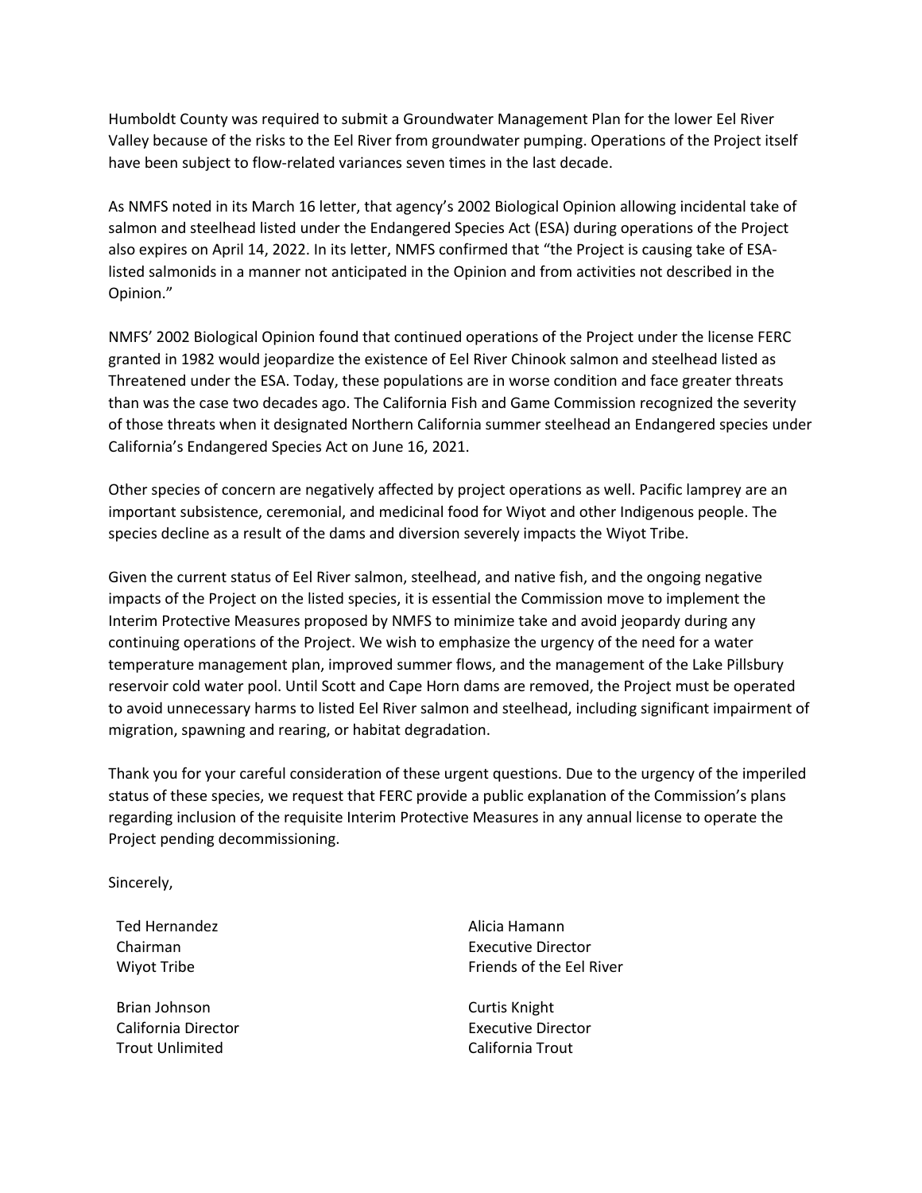Humboldt County was required to submit a Groundwater Management Plan for the lower Eel River Valley because of the risks to the Eel River from groundwater pumping. Operations of the Project itself have been subject to flow-related variances seven times in the last decade.

As NMFS noted in its March 16 letter, that agency's 2002 Biological Opinion allowing incidental take of salmon and steelhead listed under the Endangered Species Act (ESA) during operations of the Project also expires on April 14, 2022. In its letter, NMFS confirmed that "the Project is causing take of ESA-listed salmonids in a manner not anticipated in the Opinion and from activities not described in the Opinion."

NMFS' 2002 Biological Opinion found that continued operations of the Project under the license FERC granted in 1982 would jeopardize the existence of Eel River Chinook salmon and steelhead listed as Threatened under the ESA. Today, these populations are in worse condition and face greater threats than was the case two decades ago. The California Fish and Game Commission recognized the severity of those threats when it designated Northern California summer steelhead an Endangered species under California's Endangered Species Act on June 16, 2021.

Other species of concern are negatively affected by project operations as well. Pacific lamprey are an important subsistence, ceremonial, and medicinal food for Wiyot and other Indigenous people. The species decline as a result of the dams and diversion severely impacts the Wiyot Tribe.

Given the current status of Eel River salmon, steelhead, and native fish, and the ongoing negative impacts of the Project on the listed species, it is essential the Commission move to implement the Interim Protective Measures proposed by NMFS to minimize take and avoid jeopardy during any continuing operations of the Project. We wish to emphasize the urgency of the need for a water temperature management plan, improved summer flows, and the management of the Lake Pillsbury reservoir cold water pool. Until Scott and Cape Horn dams are removed, the Project must be operated to avoid unnecessary harms to listed Eel River salmon and steelhead, including significant impairment of migration, spawning and rearing, or habitat degradation.

Thank you for your careful consideration of these urgent questions. Due to the urgency of the imperiled status of these species, we request that FERC provide a public explanation of the Commission's plans regarding inclusion of the requisite Interim Protective Measures in any annual license to operate the Project pending decommissioning.

Sincerely,

Ted Hernandez
Chairman
Wiyot Tribe

Alicia Hamann
Executive Director
Friends of the Eel River

Brian Johnson
California Director
Trout Unlimited

Curtis Knight
Executive Director
California Trout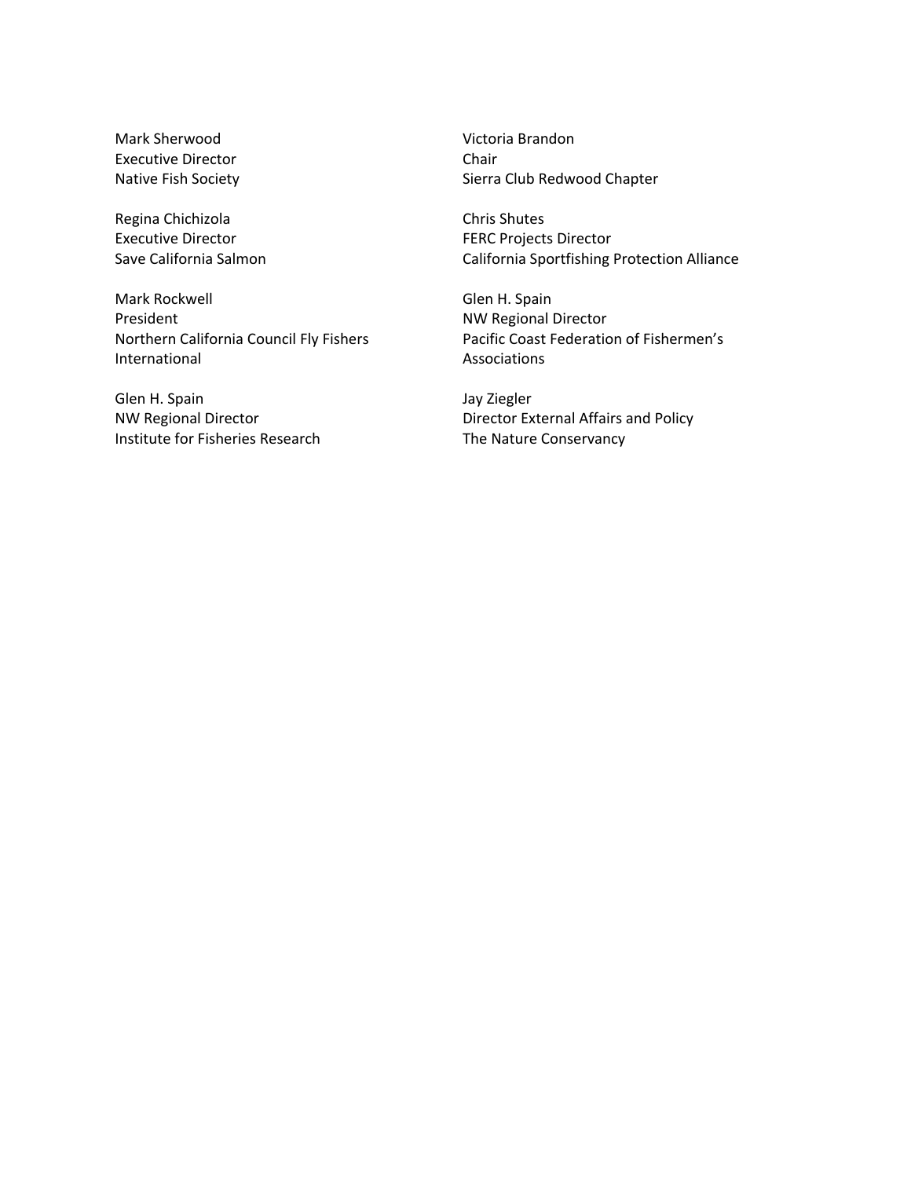Mark Sherwood
Executive Director
Native Fish Society

Regina Chichizola
Executive Director
Save California Salmon

Mark Rockwell
President
Northern California Council Fly Fishers International

Glen H. Spain
NW Regional Director
Institute for Fisheries Research

Victoria Brandon
Chair
Sierra Club Redwood Chapter

Chris Shutes
FERC Projects Director
California Sportfishing Protection Alliance

Glen H. Spain
NW Regional Director
Pacific Coast Federation of Fishermen's Associations

Jay Ziegler
Director External Affairs and Policy
The Nature Conservancy